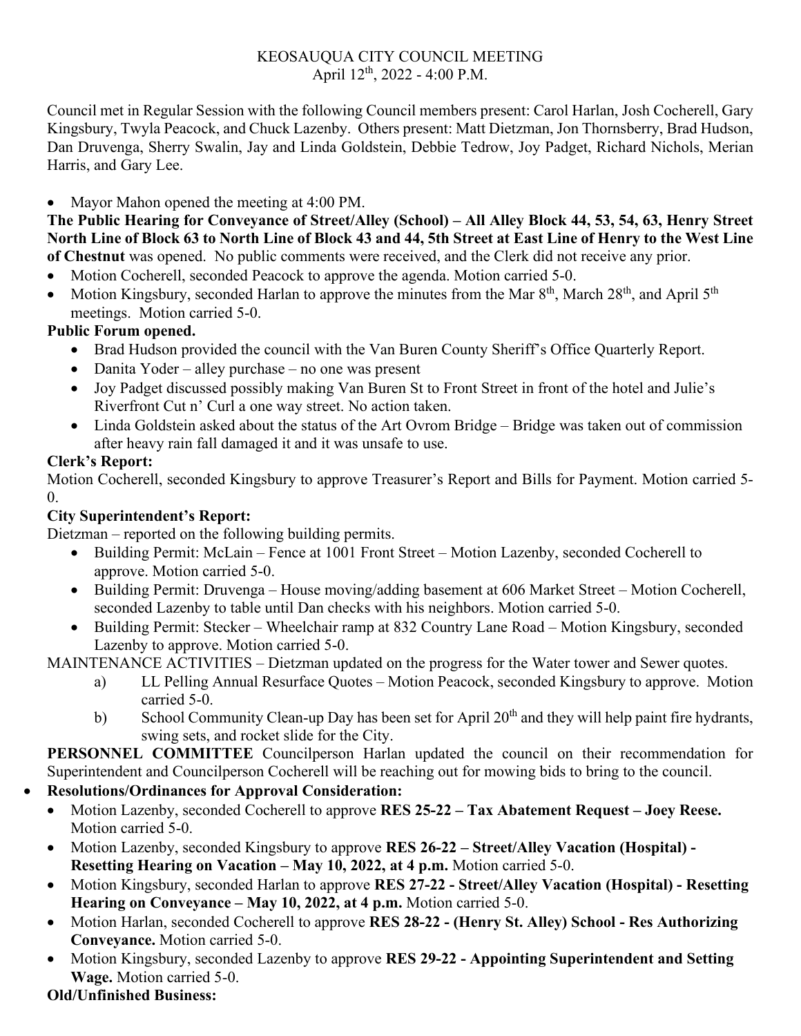KEOSAUQUA CITY COUNCIL MEETING
April 12th, 2022 - 4:00 P.M.

Council met in Regular Session with the following Council members present: Carol Harlan, Josh Cocherell, Gary Kingsbury, Twyla Peacock, and Chuck Lazenby. Others present: Matt Dietzman, Jon Thornsberry, Brad Hudson, Dan Druvenga, Sherry Swalin, Jay and Linda Goldstein, Debbie Tedrow, Joy Padget, Richard Nichols, Merian Harris, and Gary Lee.

- Mayor Mahon opened the meeting at 4:00 PM.

**The Public Hearing for Conveyance of Street/Alley (School) – All Alley Block 44, 53, 54, 63, Henry Street North Line of Block 63 to North Line of Block 43 and 44, 5th Street at East Line of Henry to the West Line of Chestnut** was opened. No public comments were received, and the Clerk did not receive any prior.

- Motion Cocherell, seconded Peacock to approve the agenda. Motion carried 5-0.
- Motion Kingsbury, seconded Harlan to approve the minutes from the Mar 8th, March 28th, and April 5th meetings. Motion carried 5-0.

**Public Forum opened.**

- Brad Hudson provided the council with the Van Buren County Sheriff's Office Quarterly Report.
- Danita Yoder – alley purchase – no one was present
- Joy Padget discussed possibly making Van Buren St to Front Street in front of the hotel and Julie's Riverfront Cut n' Curl a one way street. No action taken.
- Linda Goldstein asked about the status of the Art Ovrom Bridge – Bridge was taken out of commission after heavy rain fall damaged it and it was unsafe to use.

**Clerk's Report:**

Motion Cocherell, seconded Kingsbury to approve Treasurer's Report and Bills for Payment. Motion carried 5-0.

**City Superintendent's Report:**

Dietzman – reported on the following building permits.

- Building Permit: McLain – Fence at 1001 Front Street – Motion Lazenby, seconded Cocherell to approve. Motion carried 5-0.
- Building Permit: Druvenga – House moving/adding basement at 606 Market Street – Motion Cocherell, seconded Lazenby to table until Dan checks with his neighbors. Motion carried 5-0.
- Building Permit: Stecker – Wheelchair ramp at 832 Country Lane Road – Motion Kingsbury, seconded Lazenby to approve. Motion carried 5-0.

MAINTENANCE ACTIVITIES – Dietzman updated on the progress for the Water tower and Sewer quotes.

a) LL Pelling Annual Resurface Quotes – Motion Peacock, seconded Kingsbury to approve. Motion carried 5-0.

b) School Community Clean-up Day has been set for April 20th and they will help paint fire hydrants, swing sets, and rocket slide for the City.

**PERSONNEL COMMITTEE** Councilperson Harlan updated the council on their recommendation for Superintendent and Councilperson Cocherell will be reaching out for mowing bids to bring to the council.

- **Resolutions/Ordinances for Approval Consideration:**
  - Motion Lazenby, seconded Cocherell to approve **RES 25-22 – Tax Abatement Request – Joey Reese.** Motion carried 5-0.
  - Motion Lazenby, seconded Kingsbury to approve **RES 26-22 – Street/Alley Vacation (Hospital) - Resetting Hearing on Vacation – May 10, 2022, at 4 p.m.** Motion carried 5-0.
  - Motion Kingsbury, seconded Harlan to approve **RES 27-22 - Street/Alley Vacation (Hospital) - Resetting Hearing on Conveyance – May 10, 2022, at 4 p.m.** Motion carried 5-0.
  - Motion Harlan, seconded Cocherell to approve **RES 28-22 - (Henry St. Alley) School - Res Authorizing Conveyance.** Motion carried 5-0.
  - Motion Kingsbury, seconded Lazenby to approve **RES 29-22 - Appointing Superintendent and Setting Wage.** Motion carried 5-0.

**Old/Unfinished Business:**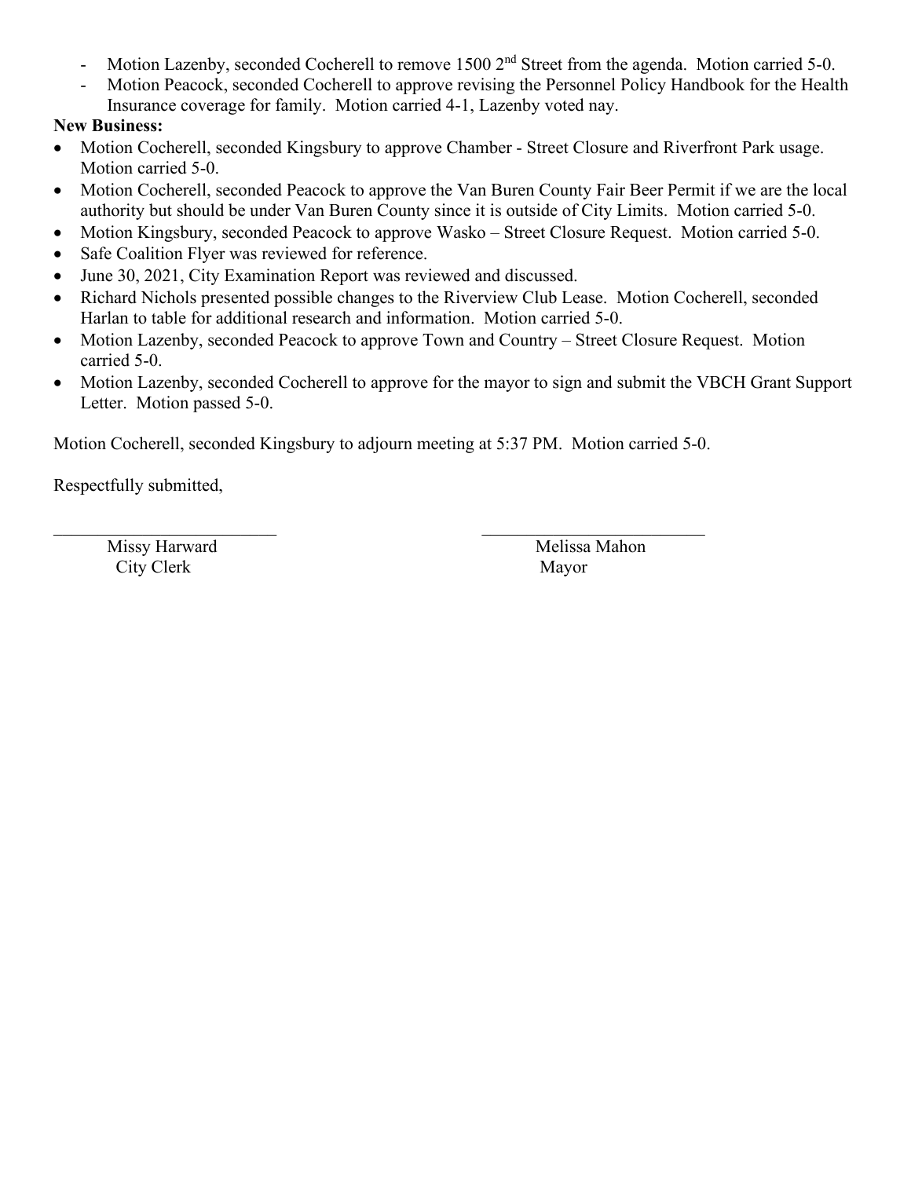- Motion Lazenby, seconded Cocherell to remove 1500 2nd Street from the agenda. Motion carried 5-0.
- Motion Peacock, seconded Cocherell to approve revising the Personnel Policy Handbook for the Health Insurance coverage for family. Motion carried 4-1, Lazenby voted nay.

**New Business:**

- Motion Cocherell, seconded Kingsbury to approve Chamber - Street Closure and Riverfront Park usage. Motion carried 5-0.
- Motion Cocherell, seconded Peacock to approve the Van Buren County Fair Beer Permit if we are the local authority but should be under Van Buren County since it is outside of City Limits. Motion carried 5-0.
- Motion Kingsbury, seconded Peacock to approve Wasko – Street Closure Request. Motion carried 5-0.
- Safe Coalition Flyer was reviewed for reference.
- June 30, 2021, City Examination Report was reviewed and discussed.
- Richard Nichols presented possible changes to the Riverview Club Lease. Motion Cocherell, seconded Harlan to table for additional research and information. Motion carried 5-0.
- Motion Lazenby, seconded Peacock to approve Town and Country – Street Closure Request. Motion carried 5-0.
- Motion Lazenby, seconded Cocherell to approve for the mayor to sign and submit the VBCH Grant Support Letter. Motion passed 5-0.

Motion Cocherell, seconded Kingsbury to adjourn meeting at 5:37 PM. Motion carried 5-0.

Respectfully submitted,

\_\_\_\_\_\_\_\_\_\_\_\_\_\_\_\_\_\_\_\_\_\_\_\_\_\_
Missy Harward
City Clerk

\_\_\_\_\_\_\_\_\_\_\_\_\_\_\_\_\_\_\_\_\_\_\_\_\_\_
Melissa Mahon
Mayor